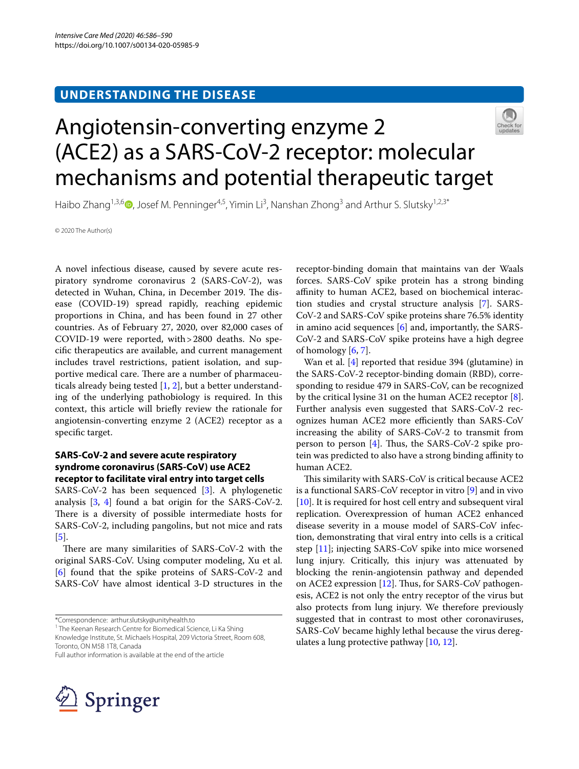UNDERSTANDING THE DISEASE

# Angiotensin-converting enzyme 2 (ACE2) as a SARS-CoV-2 receptor: molecular mechanisms and potential therapeutic target

Haibo Zhang[1,3,6], Josef M. Penninger[4,5], Yimin Li[3], Nanshan Zhong[3] and Arthur S. Slutsky[1,2,3*]

© 2020 The Author(s)

A novel infectious disease, caused by severe acute respiratory syndrome coronavirus 2 (SARS-CoV-2), was detected in Wuhan, China, in December 2019. The disease (COVID-19) spread rapidly, reaching epidemic proportions in China, and has been found in 27 other countries. As of February 27, 2020, over 82,000 cases of COVID-19 were reported, with > 2800 deaths. No specific therapeutics are available, and current management includes travel restrictions, patient isolation, and supportive medical care. There are a number of pharmaceuticals already being tested [1, 2], but a better understanding of the underlying pathobiology is required. In this context, this article will briefly review the rationale for angiotensin-converting enzyme 2 (ACE2) receptor as a specific target.

## SARS-CoV-2 and severe acute respiratory syndrome coronavirus (SARS-CoV) use ACE2 receptor to facilitate viral entry into target cells

SARS-CoV-2 has been sequenced [3]. A phylogenetic analysis [3, 4] found a bat origin for the SARS-CoV-2. There is a diversity of possible intermediate hosts for SARS-CoV-2, including pangolins, but not mice and rats [5].

There are many similarities of SARS-CoV-2 with the original SARS-CoV. Using computer modeling, Xu et al. [6] found that the spike proteins of SARS-CoV-2 and SARS-CoV have almost identical 3-D structures in the receptor-binding domain that maintains van der Waals forces. SARS-CoV spike protein has a strong binding affinity to human ACE2, based on biochemical interaction studies and crystal structure analysis [7]. SARS-CoV-2 and SARS-CoV spike proteins share 76.5% identity in amino acid sequences [6] and, importantly, the SARS-CoV-2 and SARS-CoV spike proteins have a high degree of homology [6, 7].

Wan et al. [4] reported that residue 394 (glutamine) in the SARS-CoV-2 receptor-binding domain (RBD), corresponding to residue 479 in SARS-CoV, can be recognized by the critical lysine 31 on the human ACE2 receptor [8]. Further analysis even suggested that SARS-CoV-2 recognizes human ACE2 more efficiently than SARS-CoV increasing the ability of SARS-CoV-2 to transmit from person to person [4]. Thus, the SARS-CoV-2 spike protein was predicted to also have a strong binding affinity to human ACE2.

This similarity with SARS-CoV is critical because ACE2 is a functional SARS-CoV receptor in vitro [9] and in vivo [10]. It is required for host cell entry and subsequent viral replication. Overexpression of human ACE2 enhanced disease severity in a mouse model of SARS-CoV infection, demonstrating that viral entry into cells is a critical step [11]; injecting SARS-CoV spike into mice worsened lung injury. Critically, this injury was attenuated by blocking the renin-angiotensin pathway and depended on ACE2 expression [12]. Thus, for SARS-CoV pathogenesis, ACE2 is not only the entry receptor of the virus but also protects from lung injury. We therefore previously suggested that in contrast to most other coronaviruses, SARS-CoV became highly lethal because the virus deregulates a lung protective pathway [10, 12].

*Correspondence: arthur.slutsky@unityhealth.to
[1] The Keenan Research Centre for Biomedical Science, Li Ka Shing Knowledge Institute, St. Michaels Hospital, 209 Victoria Street, Room 608, Toronto, ON M5B 1T8, Canada
Full author information is available at the end of the article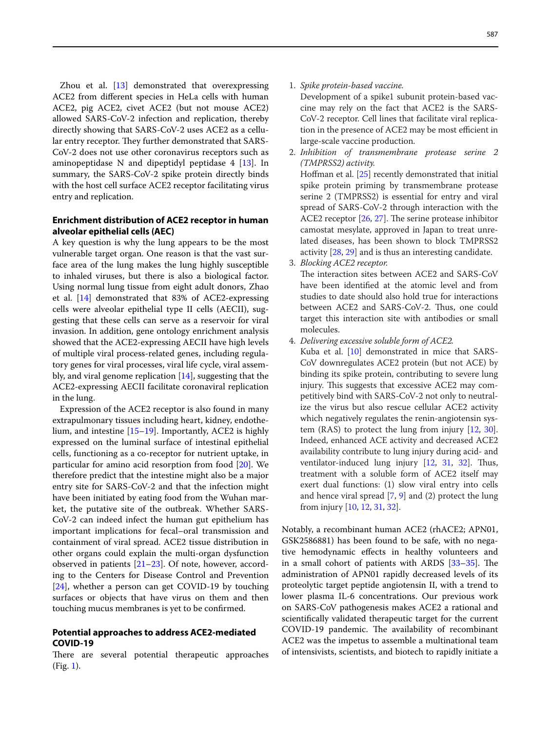Zhou et al. [13] demonstrated that overexpressing ACE2 from different species in HeLa cells with human ACE2, pig ACE2, civet ACE2 (but not mouse ACE2) allowed SARS-CoV-2 infection and replication, thereby directly showing that SARS-CoV-2 uses ACE2 as a cellular entry receptor. They further demonstrated that SARS-CoV-2 does not use other coronavirus receptors such as aminopeptidase N and dipeptidyl peptidase 4 [13]. In summary, the SARS-CoV-2 spike protein directly binds with the host cell surface ACE2 receptor facilitating virus entry and replication.

### Enrichment distribution of ACE2 receptor in human alveolar epithelial cells (AEC)

A key question is why the lung appears to be the most vulnerable target organ. One reason is that the vast surface area of the lung makes the lung highly susceptible to inhaled viruses, but there is also a biological factor. Using normal lung tissue from eight adult donors, Zhao et al. [14] demonstrated that 83% of ACE2-expressing cells were alveolar epithelial type II cells (AECII), suggesting that these cells can serve as a reservoir for viral invasion. In addition, gene ontology enrichment analysis showed that the ACE2-expressing AECII have high levels of multiple viral process-related genes, including regulatory genes for viral processes, viral life cycle, viral assembly, and viral genome replication [14], suggesting that the ACE2-expressing AECII facilitate coronaviral replication in the lung.

Expression of the ACE2 receptor is also found in many extrapulmonary tissues including heart, kidney, endothelium, and intestine [15–19]. Importantly, ACE2 is highly expressed on the luminal surface of intestinal epithelial cells, functioning as a co-receptor for nutrient uptake, in particular for amino acid resorption from food [20]. We therefore predict that the intestine might also be a major entry site for SARS-CoV-2 and that the infection might have been initiated by eating food from the Wuhan market, the putative site of the outbreak. Whether SARS-CoV-2 can indeed infect the human gut epithelium has important implications for fecal–oral transmission and containment of viral spread. ACE2 tissue distribution in other organs could explain the multi-organ dysfunction observed in patients [21–23]. Of note, however, according to the Centers for Disease Control and Prevention [24], whether a person can get COVID-19 by touching surfaces or objects that have virus on them and then touching mucus membranes is yet to be confirmed.

### Potential approaches to address ACE2-mediated COVID-19

There are several potential therapeutic approaches (Fig. 1).

1. *Spike protein-based vaccine.*
   Development of a spike1 subunit protein-based vaccine may rely on the fact that ACE2 is the SARS-CoV-2 receptor. Cell lines that facilitate viral replication in the presence of ACE2 may be most efficient in large-scale vaccine production.
2. *Inhibition of transmembrane protease serine 2 (TMPRSS2) activity.*
   Hoffman et al. [25] recently demonstrated that initial spike protein priming by transmembrane protease serine 2 (TMPRSS2) is essential for entry and viral spread of SARS-CoV-2 through interaction with the ACE2 receptor [26, 27]. The serine protease inhibitor camostat mesylate, approved in Japan to treat unrelated diseases, has been shown to block TMPRSS2 activity [28, 29] and is thus an interesting candidate.
3. *Blocking ACE2 receptor.*
   The interaction sites between ACE2 and SARS-CoV have been identified at the atomic level and from studies to date should also hold true for interactions between ACE2 and SARS-CoV-2. Thus, one could target this interaction site with antibodies or small molecules.
4. *Delivering excessive soluble form of ACE2.*
   Kuba et al. [10] demonstrated in mice that SARS-CoV downregulates ACE2 protein (but not ACE) by binding its spike protein, contributing to severe lung injury. This suggests that excessive ACE2 may competitively bind with SARS-CoV-2 not only to neutralize the virus but also rescue cellular ACE2 activity which negatively regulates the renin-angiotensin system (RAS) to protect the lung from injury [12, 30]. Indeed, enhanced ACE activity and decreased ACE2 availability contribute to lung injury during acid- and ventilator-induced lung injury [12, 31, 32]. Thus, treatment with a soluble form of ACE2 itself may exert dual functions: (1) slow viral entry into cells and hence viral spread [7, 9] and (2) protect the lung from injury [10, 12, 31, 32].

Notably, a recombinant human ACE2 (rhACE2; APN01, GSK2586881) has been found to be safe, with no negative hemodynamic effects in healthy volunteers and in a small cohort of patients with ARDS [33–35]. The administration of APN01 rapidly decreased levels of its proteolytic target peptide angiotensin II, with a trend to lower plasma IL-6 concentrations. Our previous work on SARS-CoV pathogenesis makes ACE2 a rational and scientifically validated therapeutic target for the current COVID-19 pandemic. The availability of recombinant ACE2 was the impetus to assemble a multinational team of intensivists, scientists, and biotech to rapidly initiate a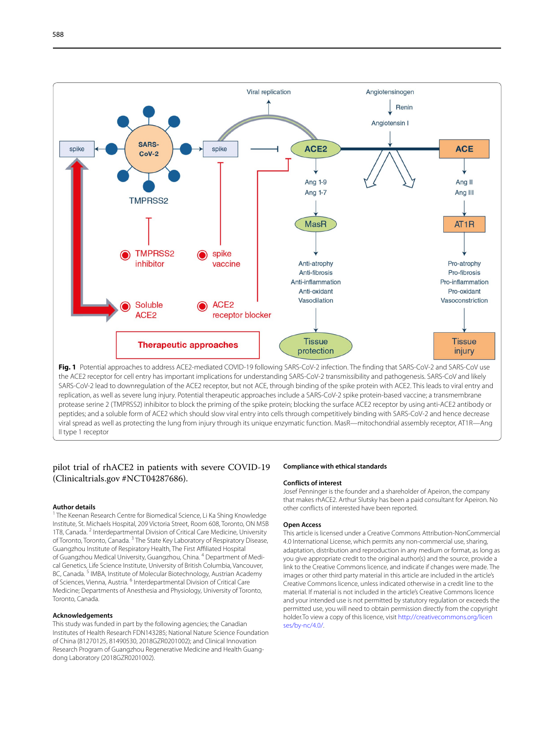**Fig. 1** Potential approaches to address ACE2-mediated COVID-19 following SARS-CoV-2 infection. The finding that SARS-CoV-2 and SARS-CoV use the ACE2 receptor for cell entry has important implications for understanding SARS-CoV-2 transmissibility and pathogenesis. SARS-CoV and likely SARS-CoV-2 lead to downregulation of the ACE2 receptor, but not ACE, through binding of the spike protein with ACE2. This leads to viral entry and replication, as well as severe lung injury. Potential therapeutic approaches include a SARS-CoV-2 spike protein-based vaccine; a transmembrane protease serine 2 (TMPRSS2) inhibitor to block the priming of the spike protein; blocking the surface ACE2 receptor by using anti-ACE2 antibody or peptides; and a soluble form of ACE2 which should slow viral entry into cells through competitively binding with SARS-CoV-2 and hence decrease viral spread as well as protecting the lung from injury through its unique enzymatic function. MasR—mitochondrial assembly receptor, AT1R—Ang II type 1 receptor

pilot trial of rhACE2 in patients with severe COVID-19 (Clinicaltrials.gov #NCT04287686).

### Author details

[1] The Keenan Research Centre for Biomedical Science, Li Ka Shing Knowledge Institute, St. Michaels Hospital, 209 Victoria Street, Room 608, Toronto, ON M5B 1T8, Canada. [2] Interdepartmental Division of Critical Care Medicine, University of Toronto, Toronto, Canada. [3] The State Key Laboratory of Respiratory Disease, Guangzhou Institute of Respiratory Health, The First Affiliated Hospital of Guangzhou Medical University, Guangzhou, China. [4] Department of Medical Genetics, Life Science Institute, University of British Columbia, Vancouver, BC, Canada. [5] IMBA, Institute of Molecular Biotechnology, Austrian Academy of Sciences, Vienna, Austria. [6] Interdepartmental Division of Critical Care Medicine; Departments of Anesthesia and Physiology, University of Toronto, Toronto, Canada.

### Acknowledgements

This study was funded in part by the following agencies; the Canadian Institutes of Health Research FDN143285; National Nature Science Foundation of China (81270125, 81490530, 2018GZR0201002); and Clinical Innovation Research Program of Guangzhou Regenerative Medicine and Health Guangdong Laboratory (2018GZR0201002).

### Compliance with ethical standards

### Conflicts of interest

Josef Penninger is the founder and a shareholder of Apeiron, the company that makes rhACE2. Arthur Slutsky has been a paid consultant for Apeiron. No other conflicts of interested have been reported.

### Open Access

This article is licensed under a Creative Commons Attribution-NonCommercial 4.0 International License, which permits any non-commercial use, sharing, adaptation, distribution and reproduction in any medium or format, as long as you give appropriate credit to the original author(s) and the source, provide a link to the Creative Commons licence, and indicate if changes were made. The images or other third party material in this article are included in the article's Creative Commons licence, unless indicated otherwise in a credit line to the material. If material is not included in the article's Creative Commons licence and your intended use is not permitted by statutory regulation or exceeds the permitted use, you will need to obtain permission directly from the copyright holder.To view a copy of this licence, visit http://creativecommons.org/licenses/by-nc/4.0/.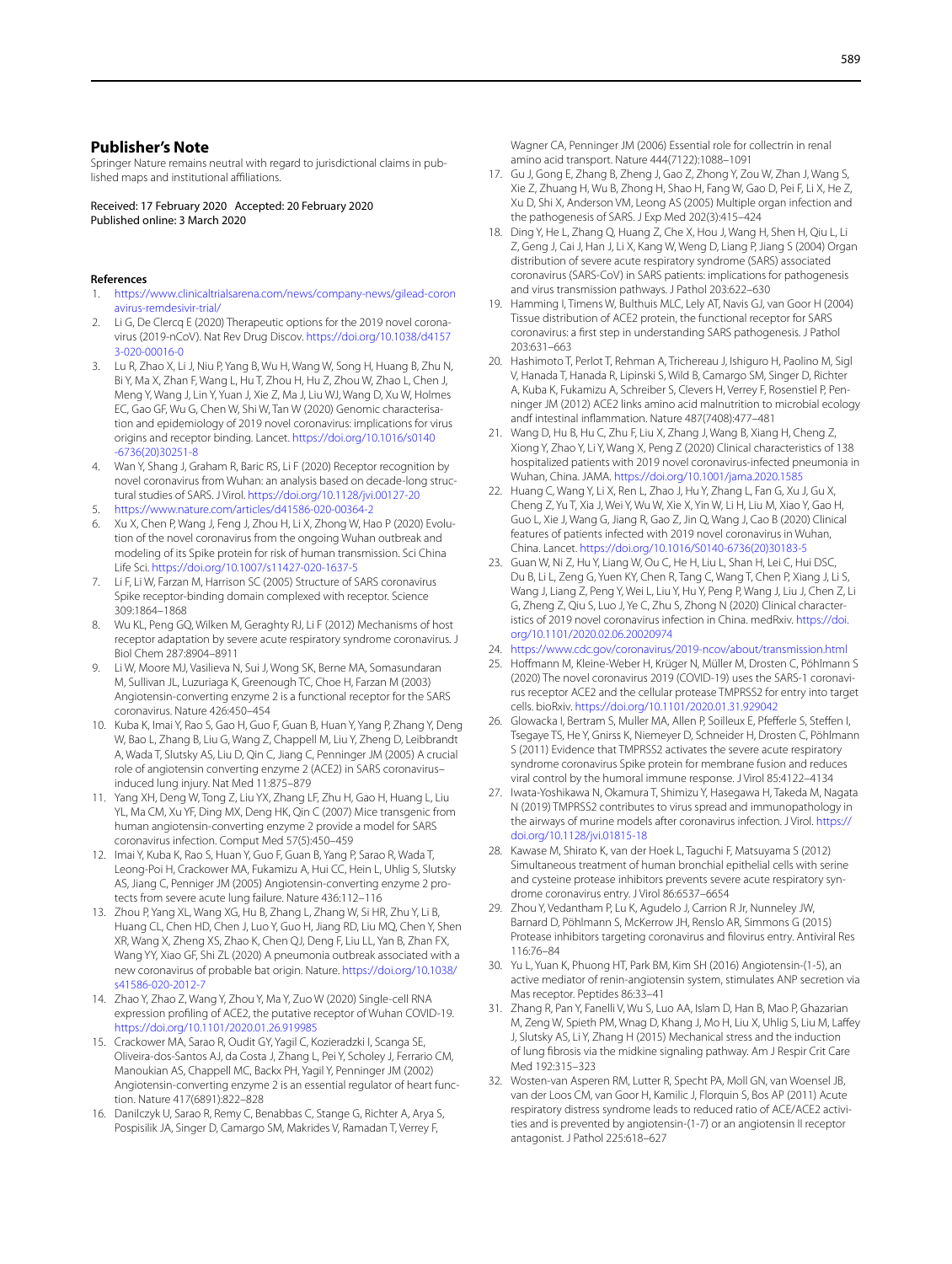## Publisher's Note

Springer Nature remains neutral with regard to jurisdictional claims in published maps and institutional affiliations.

Received: 17 February 2020 Accepted: 20 February 2020
Published online: 3 March 2020

### References

1. https://www.clinicaltrialsarena.com/news/company-news/gilead-coronavirus-remdesivir-trial/
2. Li G, De Clercq E (2020) Therapeutic options for the 2019 novel coronavirus (2019-nCoV). Nat Rev Drug Discov. https://doi.org/10.1038/d41573-020-00016-0
3. Lu R, Zhao X, Li J, Niu P, Yang B, Wu H, Wang W, Song H, Huang B, Zhu N, Bi Y, Ma X, Zhan F, Wang L, Hu T, Zhou H, Hu Z, Zhou W, Zhao L, Chen J, Meng Y, Wang J, Lin Y, Yuan J, Xie Z, Ma J, Liu WJ, Wang D, Xu W, Holmes EC, Gao GF, Wu G, Chen W, Shi W, Tan W (2020) Genomic characterisation and epidemiology of 2019 novel coronavirus: implications for virus origins and receptor binding. Lancet. https://doi.org/10.1016/s0140-6736(20)30251-8
4. Wan Y, Shang J, Graham R, Baric RS, Li F (2020) Receptor recognition by novel coronavirus from Wuhan: an analysis based on decade-long structural studies of SARS. J Virol. https://doi.org/10.1128/jvi.00127-20
5. https://www.nature.com/articles/d41586-020-00364-2
6. Xu X, Chen P, Wang J, Feng J, Zhou H, Li X, Zhong W, Hao P (2020) Evolution of the novel coronavirus from the ongoing Wuhan outbreak and modeling of its Spike protein for risk of human transmission. Sci China Life Sci. https://doi.org/10.1007/s11427-020-1637-5
7. Li F, Li W, Farzan M, Harrison SC (2005) Structure of SARS coronavirus Spike receptor-binding domain complexed with receptor. Science 309:1864–1868
8. Wu KL, Peng GQ, Wilken M, Geraghty RJ, Li F (2012) Mechanisms of host receptor adaptation by severe acute respiratory syndrome coronavirus. J Biol Chem 287:8904–8911
9. Li W, Moore MJ, Vasilieva N, Sui J, Wong SK, Berne MA, Somasundaran M, Sullivan JL, Luzuriaga K, Greenough TC, Choe H, Farzan M (2003) Angiotensin-converting enzyme 2 is a functional receptor for the SARS coronavirus. Nature 426:450–454
10. Kuba K, Imai Y, Rao S, Gao H, Guo F, Guan B, Huan Y, Yang P, Zhang Y, Deng W, Bao L, Zhang B, Liu G, Wang Z, Chappell M, Liu Y, Zheng D, Leibbrandt A, Wada T, Slutsky AS, Liu D, Qin C, Jiang C, Penninger JM (2005) A crucial role of angiotensin converting enzyme 2 (ACE2) in SARS coronavirus–induced lung injury. Nat Med 11:875–879
11. Yang XH, Deng W, Tong Z, Liu YX, Zhang LF, Zhu H, Gao H, Huang L, Liu YL, Ma CM, Xu YF, Ding MX, Deng HK, Qin C (2007) Mice transgenic from human angiotensin-converting enzyme 2 provide a model for SARS coronavirus infection. Comput Med 57(5):450–459
12. Imai Y, Kuba K, Rao S, Huan Y, Guo F, Guan B, Yang P, Sarao R, Wada T, Leong-Poi H, Crackower MA, Fukamizu A, Hui CC, Hein L, Uhlig S, Slutsky AS, Jiang C, Penniger JM (2005) Angiotensin-converting enzyme 2 protects from severe acute lung failure. Nature 436:112–116
13. Zhou P, Yang XL, Wang XG, Hu B, Zhang L, Zhang W, Si HR, Zhu Y, Li B, Huang CL, Chen HD, Chen J, Luo Y, Guo H, Jiang RD, Liu MQ, Chen Y, Shen XR, Wang X, Zheng XS, Zhao K, Chen QJ, Deng F, Liu LL, Yan B, Zhan FX, Wang YY, Xiao GF, Shi ZL (2020) A pneumonia outbreak associated with a new coronavirus of probable bat origin. Nature. https://doi.org/10.1038/s41586-020-2012-7
14. Zhao Y, Zhao Z, Wang Y, Zhou Y, Ma Y, Zuo W (2020) Single-cell RNA expression profiling of ACE2, the putative receptor of Wuhan COVID-19. https://doi.org/10.1101/2020.01.26.919985
15. Crackower MA, Sarao R, Oudit GY, Yagil C, Kozieradzki I, Scanga SE, Oliveira-dos-Santos AJ, da Costa J, Zhang L, Pei Y, Scholey J, Ferrario CM, Manoukian AS, Chappell MC, Backx PH, Yagil Y, Penninger JM (2002) Angiotensin-converting enzyme 2 is an essential regulator of heart function. Nature 417(6891):822–828
16. Danilczyk U, Sarao R, Remy C, Benabbas C, Stange G, Richter A, Arya S, Pospisilik JA, Singer D, Camargo SM, Makrides V, Ramadan T, Verrey F, Wagner CA, Penninger JM (2006) Essential role for collectrin in renal amino acid transport. Nature 444(7122):1088–1091
17. Gu J, Gong E, Zhang B, Zheng J, Gao Z, Zhong Y, Zou W, Zhan J, Wang S, Xie Z, Zhuang H, Wu B, Zhong H, Shao H, Fang W, Gao D, Pei F, Li X, He Z, Xu D, Shi X, Anderson VM, Leong AS (2005) Multiple organ infection and the pathogenesis of SARS. J Exp Med 202(3):415–424
18. Ding Y, He L, Zhang Q, Huang Z, Che X, Hou J, Wang H, Shen H, Qiu L, Li Z, Geng J, Cai J, Han J, Li X, Kang W, Weng D, Liang P, Jiang S (2004) Organ distribution of severe acute respiratory syndrome (SARS) associated coronavirus (SARS-CoV) in SARS patients: implications for pathogenesis and virus transmission pathways. J Pathol 203:622–630
19. Hamming I, Timens W, Bulthuis MLC, Lely AT, Navis GJ, van Goor H (2004) Tissue distribution of ACE2 protein, the functional receptor for SARS coronavirus: a first step in understanding SARS pathogenesis. J Pathol 203:631–663
20. Hashimoto T, Perlot T, Rehman A, Trichereau J, Ishiguro H, Paolino M, Sigl V, Hanada T, Hanada R, Lipinski S, Wild B, Camargo SM, Singer D, Richter A, Kuba K, Fukamizu A, Schreiber S, Clevers H, Verrey F, Rosenstiel P, Penninger JM (2012) ACE2 links amino acid malnutrition to microbial ecology andf intestinal inflammation. Nature 487(7408):477–481
21. Wang D, Hu B, Hu C, Zhu F, Liu X, Zhang J, Wang B, Xiang H, Cheng Z, Xiong Y, Zhao Y, Li Y, Wang X, Peng Z (2020) Clinical characteristics of 138 hospitalized patients with 2019 novel coronavirus-infected pneumonia in Wuhan, China. JAMA. https://doi.org/10.1001/jama.2020.1585
22. Huang C, Wang Y, Li X, Ren L, Zhao J, Hu Y, Zhang L, Fan G, Xu J, Gu X, Cheng Z, Yu T, Xia J, Wei Y, Wu W, Xie X, Yin W, Li H, Liu M, Xiao Y, Gao H, Guo L, Xie J, Wang G, Jiang R, Gao Z, Jin Q, Wang J, Cao B (2020) Clinical features of patients infected with 2019 novel coronavirus in Wuhan, China. Lancet. https://doi.org/10.1016/S0140-6736(20)30183-5
23. Guan W, Ni Z, Hu Y, Liang W, Ou C, He H, Liu L, Shan H, Lei C, Hui DSC, Du B, Li L, Zeng G, Yuen KY, Chen R, Tang C, Wang T, Chen P, Xiang J, Li S, Wang J, Liang Z, Peng Y, Wei L, Liu Y, Hu Y, Peng P, Wang J, Liu J, Chen Z, Li G, Zheng Z, Qiu S, Luo J, Ye C, Zhu S, Zhong N (2020) Clinical characteristics of 2019 novel coronavirus infection in China. medRxiv. https://doi.org/10.1101/2020.02.06.20020974
24. https://www.cdc.gov/coronavirus/2019-ncov/about/transmission.html
25. Hoffmann M, Kleine-Weber H, Krüger N, Müller M, Drosten C, Pöhlmann S (2020) The novel coronavirus 2019 (COVID-19) uses the SARS-1 coronavirus receptor ACE2 and the cellular protease TMPRSS2 for entry into target cells. bioRxiv. https://doi.org/10.1101/2020.01.31.929042
26. Glowacka I, Bertram S, Muller MA, Allen P, Soilleux E, Pfefferle S, Steffen I, Tsegaye TS, He Y, Gnirss K, Niemeyer D, Schneider H, Drosten C, Pöhlmann S (2011) Evidence that TMPRSS2 activates the severe acute respiratory syndrome coronavirus Spike protein for membrane fusion and reduces viral control by the humoral immune response. J Virol 85:4122–4134
27. Iwata-Yoshikawa N, Okamura T, Shimizu Y, Hasegawa H, Takeda M, Nagata N (2019) TMPRSS2 contributes to virus spread and immunopathology in the airways of murine models after coronavirus infection. J Virol. https://doi.org/10.1128/jvi.01815-18
28. Kawase M, Shirato K, van der Hoek L, Taguchi F, Matsuyama S (2012) Simultaneous treatment of human bronchial epithelial cells with serine and cysteine protease inhibitors prevents severe acute respiratory syndrome coronavirus entry. J Virol 86:6537–6654
29. Zhou Y, Vedantham P, Lu K, Agudelo J, Carrion R Jr, Nunneley JW, Barnard D, Pöhlmann S, McKerrow JH, Renslo AR, Simmons G (2015) Protease inhibitors targeting coronavirus and filovirus entry. Antiviral Res 116:76–84
30. Yu L, Yuan K, Phuong HT, Park BM, Kim SH (2016) Angiotensin-(1-5), an active mediator of renin-angiotensin system, stimulates ANP secretion via Mas receptor. Peptides 86:33–41
31. Zhang R, Pan Y, Fanelli V, Wu S, Luo AA, Islam D, Han B, Mao P, Ghazarian M, Zeng W, Spieth PM, Wnag D, Khang J, Mo H, Liu X, Uhlig S, Liu M, Laffey J, Slutsky AS, Li Y, Zhang H (2015) Mechanical stress and the induction of lung fibrosis via the midkine signaling pathway. Am J Respir Crit Care Med 192:315–323
32. Wosten-van Asperen RM, Lutter R, Specht PA, Moll GN, van Woensel JB, van der Loos CM, van Goor H, Kamilic J, Florquin S, Bos AP (2011) Acute respiratory distress syndrome leads to reduced ratio of ACE/ACE2 activities and is prevented by angiotensin-(1-7) or an angiotensin II receptor antagonist. J Pathol 225:618–627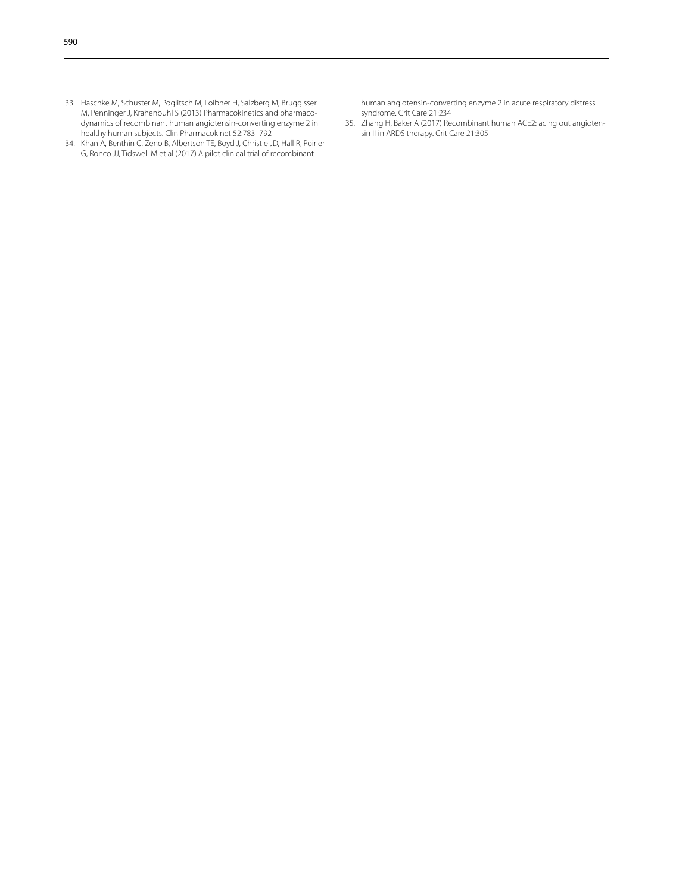33. Haschke M, Schuster M, Poglitsch M, Loibner H, Salzberg M, Bruggisser M, Penninger J, Krahenbuhl S (2013) Pharmacokinetics and pharmacodynamics of recombinant human angiotensin-converting enzyme 2 in healthy human subjects. Clin Pharmacokinet 52:783–792
34. Khan A, Benthin C, Zeno B, Albertson TE, Boyd J, Christie JD, Hall R, Poirier G, Ronco JJ, Tidswell M et al (2017) A pilot clinical trial of recombinant human angiotensin-converting enzyme 2 in acute respiratory distress syndrome. Crit Care 21:234
35. Zhang H, Baker A (2017) Recombinant human ACE2: acing out angiotensin II in ARDS therapy. Crit Care 21:305